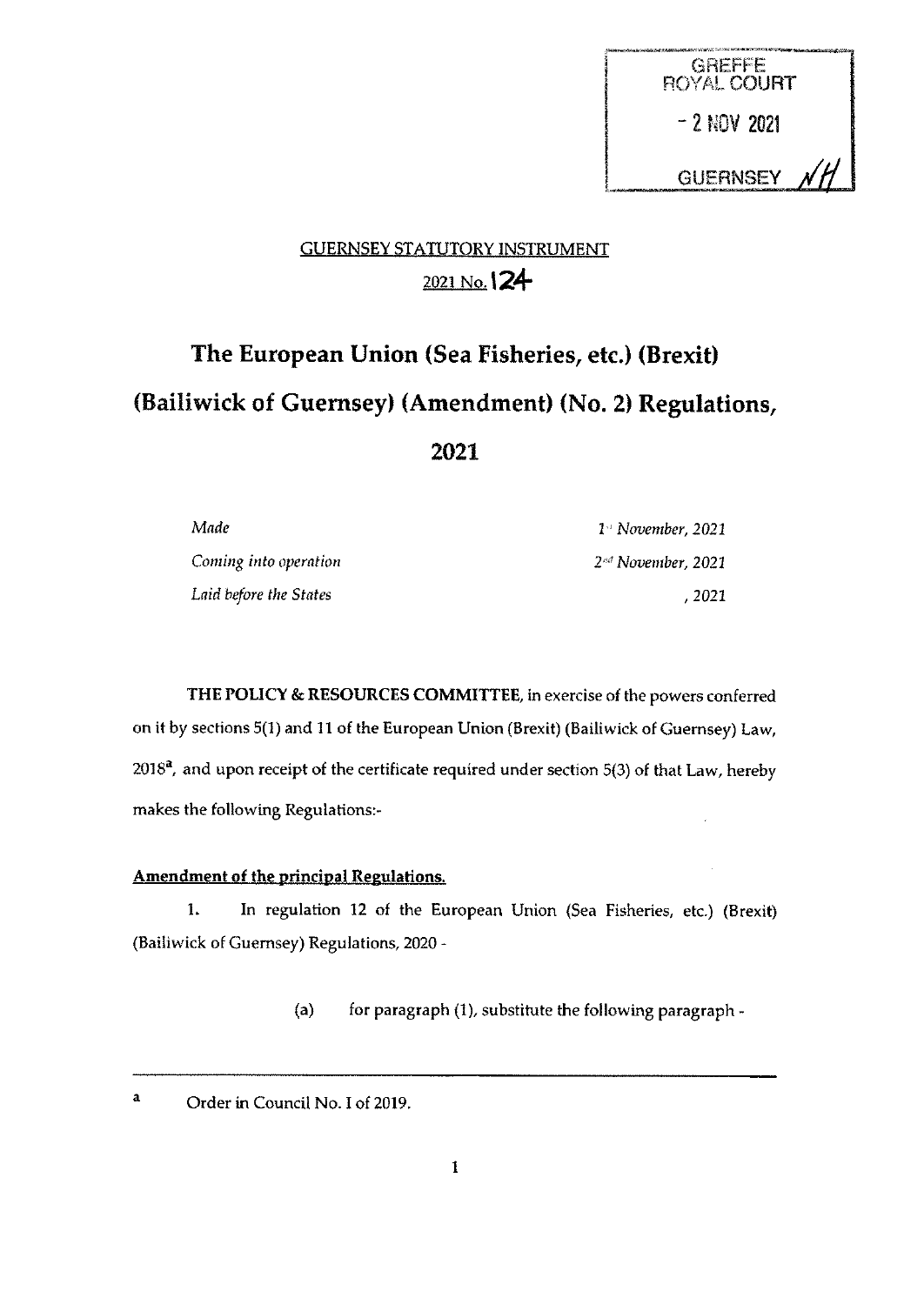GREFFE
ROYAL COURT

- 2 NOV 2021

GUERNSEY

GUERNSEY STATUTORY INSTRUMENT

2021 No. 124

# The European Union (Sea Fisheries, etc.) (Brexit) (Bailiwick of Guernsey) (Amendment) (No. 2) Regulations, 2021

| | |
|---|---|
| *Made* | *1st November, 2021* |
| *Coming into operation* | *2nd November, 2021* |
| *Laid before the States* | *, 2021* |

**THE POLICY & RESOURCES COMMITTEE**, in exercise of the powers conferred on it by sections 5(1) and 11 of the European Union (Brexit) (Bailiwick of Guernsey) Law, 2018[a], and upon receipt of the certificate required under section 5(3) of that Law, hereby makes the following Regulations:-

**Amendment of the principal Regulations.**

1. In regulation 12 of the European Union (Sea Fisheries, etc.) (Brexit) (Bailiwick of Guernsey) Regulations, 2020 -

   (a) for paragraph (1), substitute the following paragraph -

---

[a] Order in Council No. I of 2019.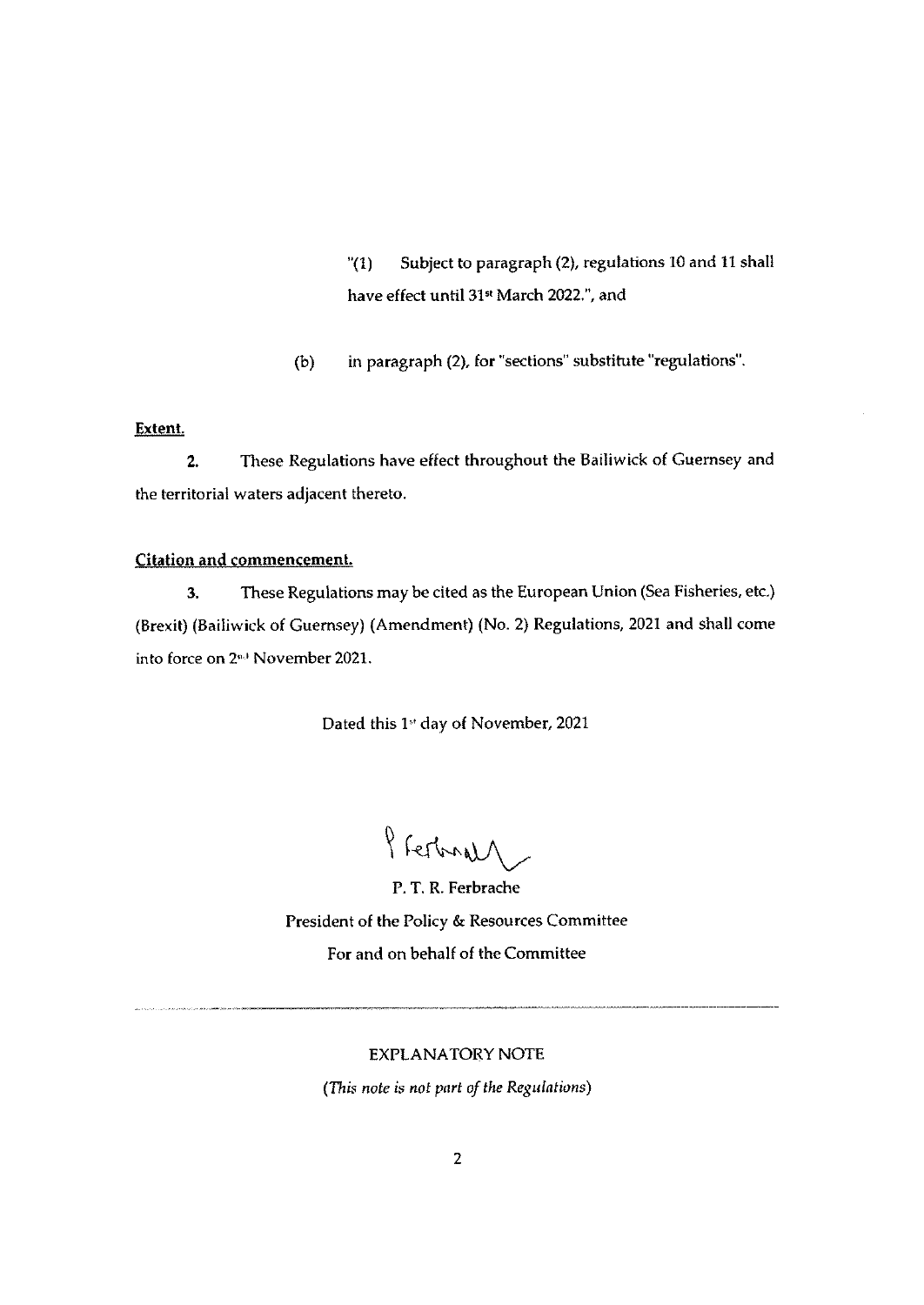"(1) Subject to paragraph (2), regulations 10 and 11 shall have effect until 31st March 2022.", and

(b) in paragraph (2), for "sections" substitute "regulations".

**Extent.**

**2.** These Regulations have effect throughout the Bailiwick of Guernsey and the territorial waters adjacent thereto.

**Citation and commencement.**

**3.** These Regulations may be cited as the European Union (Sea Fisheries, etc.) (Brexit) (Bailiwick of Guernsey) (Amendment) (No. 2) Regulations, 2021 and shall come into force on 2nd November 2021.

Dated this 1st day of November, 2021

P. T. R. Ferbrache
President of the Policy & Resources Committee
For and on behalf of the Committee

---

EXPLANATORY NOTE

*(This note is not part of the Regulations)*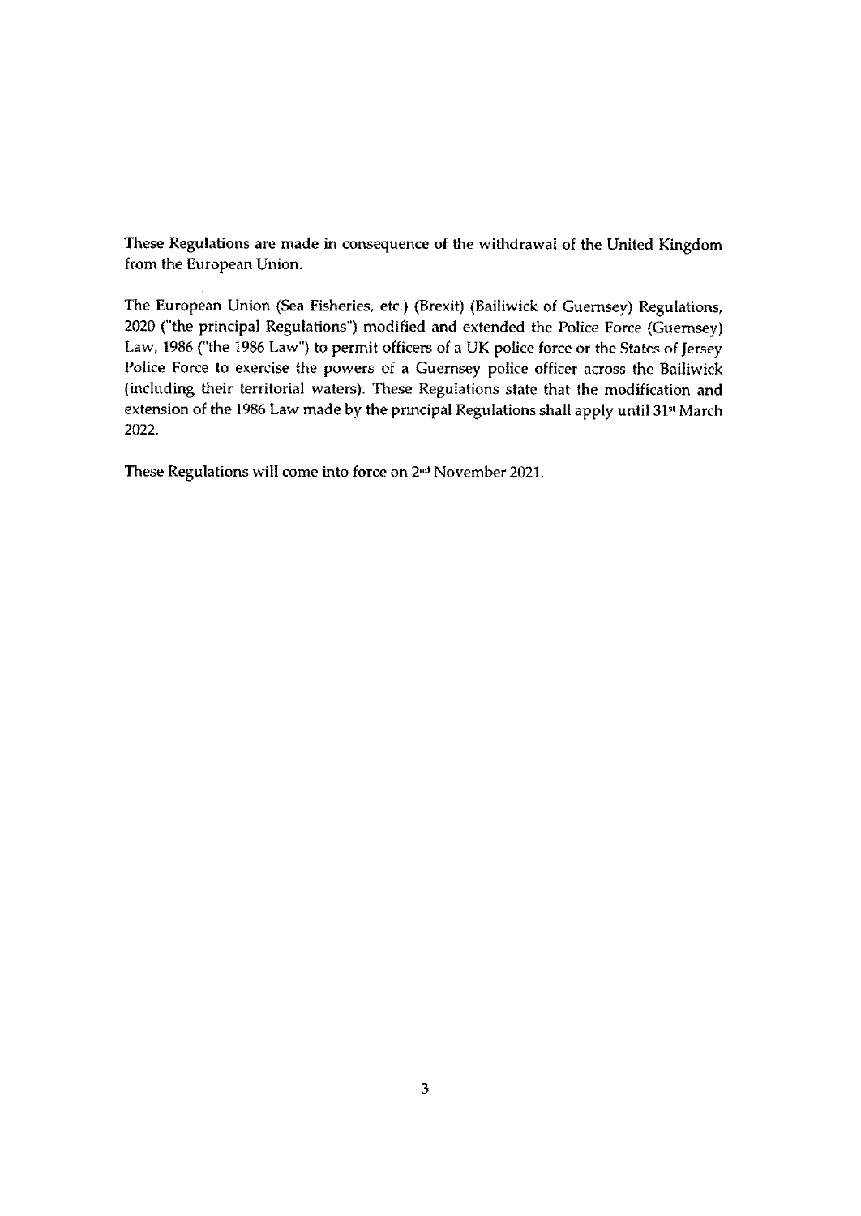These Regulations are made in consequence of the withdrawal of the United Kingdom from the European Union.

The European Union (Sea Fisheries, etc.) (Brexit) (Bailiwick of Guernsey) Regulations, 2020 ("the principal Regulations") modified and extended the Police Force (Guernsey) Law, 1986 ("the 1986 Law") to permit officers of a UK police force or the States of Jersey Police Force to exercise the powers of a Guernsey police officer across the Bailiwick (including their territorial waters). These Regulations state that the modification and extension of the 1986 Law made by the principal Regulations shall apply until 31st March 2022.

These Regulations will come into force on 2nd November 2021.